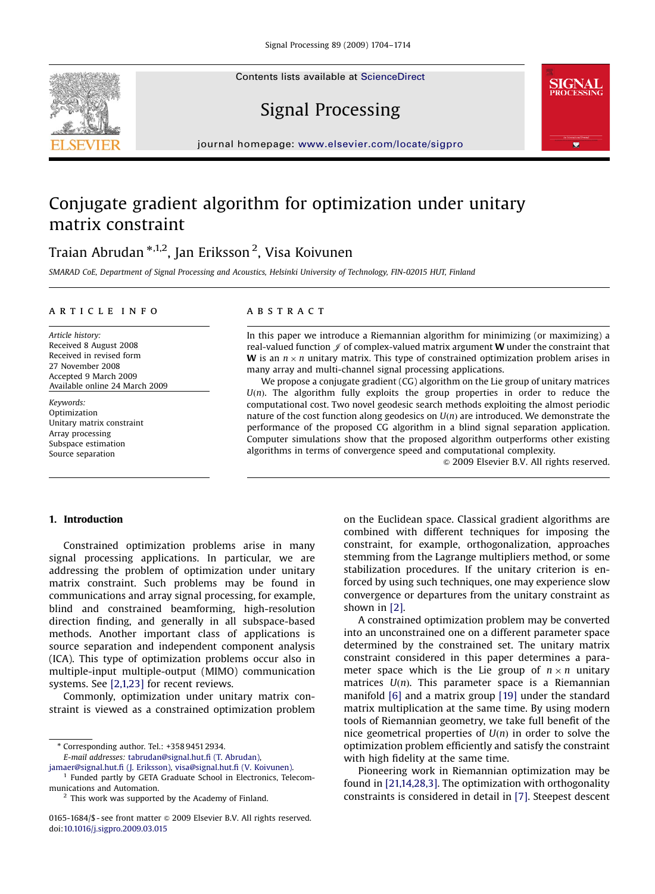# Conjugate gradient algorithm for optimization under unitary matrix constraint

Traian Abrudan [*,1,2], Jan Eriksson [2], Visa Koivunen

*SMARAD CoE, Department of Signal Processing and Acoustics, Helsinki University of Technology, FIN-02015 HUT, Finland*

## ARTICLE INFO

*Article history:*
Received 8 August 2008
Received in revised form
27 November 2008
Accepted 9 March 2009
Available online 24 March 2009

*Keywords:*
Optimization
Unitary matrix constraint
Array processing
Subspace estimation
Source separation

## ABSTRACT

In this paper we introduce a Riemannian algorithm for minimizing (or maximizing) a real-valued function $\mathcal{J}$ of complex-valued matrix argument $\mathbf{W}$ under the constraint that $\mathbf{W}$ is an $n \times n$ unitary matrix. This type of constrained optimization problem arises in many array and multi-channel signal processing applications.

We propose a conjugate gradient (CG) algorithm on the Lie group of unitary matrices $U(n)$. The algorithm fully exploits the group properties in order to reduce the computational cost. Two novel geodesic search methods exploiting the almost periodic nature of the cost function along geodesics on $U(n)$ are introduced. We demonstrate the performance of the proposed CG algorithm in a blind signal separation application. Computer simulations show that the proposed algorithm outperforms other existing algorithms in terms of convergence speed and computational complexity.

© 2009 Elsevier B.V. All rights reserved.

## 1. Introduction

Constrained optimization problems arise in many signal processing applications. In particular, we are addressing the problem of optimization under unitary matrix constraint. Such problems may be found in communications and array signal processing, for example, blind and constrained beamforming, high-resolution direction finding, and generally in all subspace-based methods. Another important class of applications is source separation and independent component analysis (ICA). This type of optimization problems occur also in multiple-input multiple-output (MIMO) communication systems. See [2,1,23] for recent reviews.

Commonly, optimization under unitary matrix constraint is viewed as a constrained optimization problem on the Euclidean space. Classical gradient algorithms are combined with different techniques for imposing the constraint, for example, orthogonalization, approaches stemming from the Lagrange multipliers method, or some stabilization procedures. If the unitary criterion is enforced by using such techniques, one may experience slow convergence or departures from the unitary constraint as shown in [2].

A constrained optimization problem may be converted into an unconstrained one on a different parameter space determined by the constrained set. The unitary matrix constraint considered in this paper determines a parameter space which is the Lie group of $n \times n$ unitary matrices $U(n)$. This parameter space is a Riemannian manifold [6] and a matrix group [19] under the standard matrix multiplication at the same time. By using modern tools of Riemannian geometry, we take full benefit of the nice geometrical properties of $U(n)$ in order to solve the optimization problem efficiently and satisfy the constraint with high fidelity at the same time.

Pioneering work in Riemannian optimization may be found in [21,14,28,3]. The optimization with orthogonality constraints is considered in detail in [7]. Steepest descent

---

* Corresponding author. Tel.: +358 9451 2934.
*E-mail addresses:* tabrudan@signal.hut.fi (T. Abrudan), jamaer@signal.hut.fi (J. Eriksson), visa@signal.hut.fi (V. Koivunen).

[1] Funded partly by GETA Graduate School in Electronics, Telecommunications and Automation.

[2] This work was supported by the Academy of Finland.

0165-1684/$ - see front matter © 2009 Elsevier B.V. All rights reserved.
doi:10.1016/j.sigpro.2009.03.015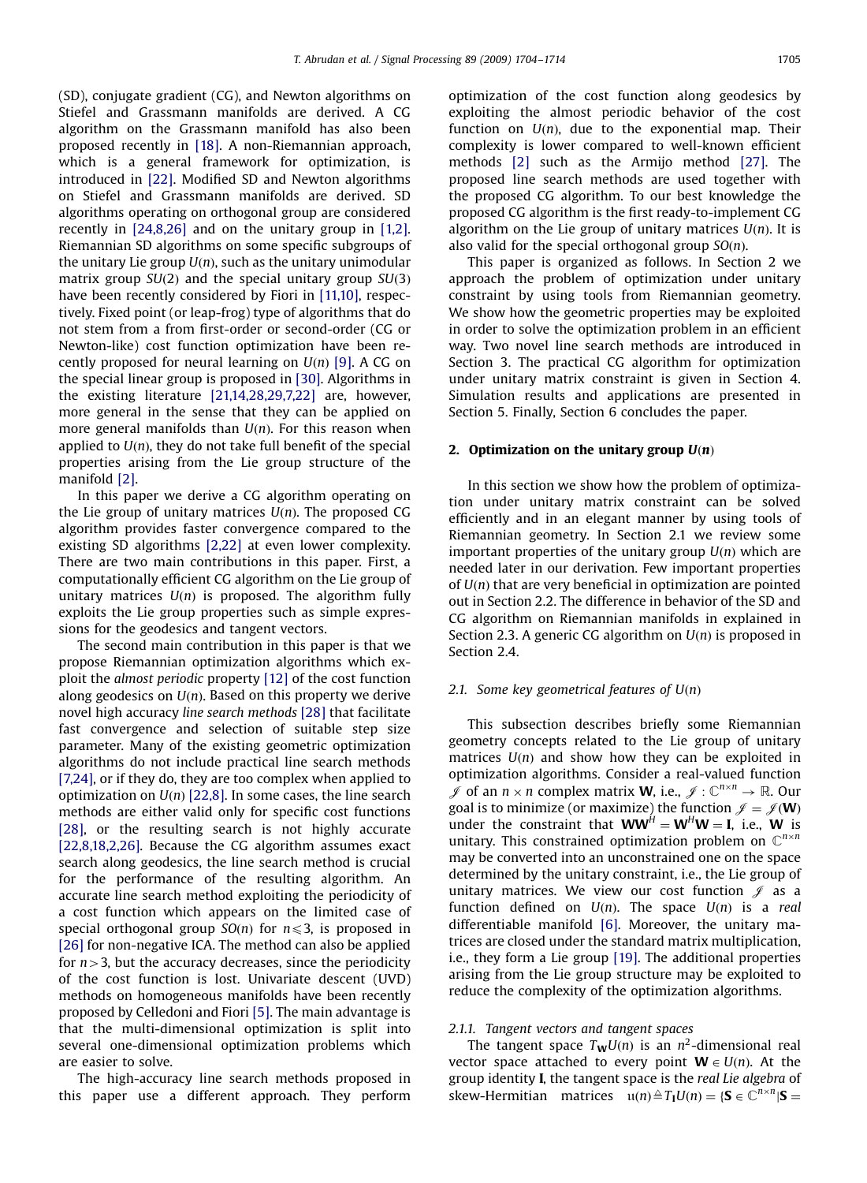(SD), conjugate gradient (CG), and Newton algorithms on Stiefel and Grassmann manifolds are derived. A CG algorithm on the Grassmann manifold has also been proposed recently in [18]. A non-Riemannian approach, which is a general framework for optimization, is introduced in [22]. Modified SD and Newton algorithms on Stiefel and Grassmann manifolds are derived. SD algorithms operating on orthogonal group are considered recently in [24,8,26] and on the unitary group in [1,2]. Riemannian SD algorithms on some specific subgroups of the unitary Lie group $U(n)$, such as the unitary unimodular matrix group $SU(2)$ and the special unitary group $SU(3)$ have been recently considered by Fiori in [11,10], respectively. Fixed point (or leap-frog) type of algorithms that do not stem from a from first-order or second-order (CG or Newton-like) cost function optimization have been recently proposed for neural learning on $U(n)$ [9]. A CG on the special linear group is proposed in [30]. Algorithms in the existing literature [21,14,28,29,7,22] are, however, more general in the sense that they can be applied on more general manifolds than $U(n)$. For this reason when applied to $U(n)$, they do not take full benefit of the special properties arising from the Lie group structure of the manifold [2].

In this paper we derive a CG algorithm operating on the Lie group of unitary matrices $U(n)$. The proposed CG algorithm provides faster convergence compared to the existing SD algorithms [2,22] at even lower complexity. There are two main contributions in this paper. First, a computationally efficient CG algorithm on the Lie group of unitary matrices $U(n)$ is proposed. The algorithm fully exploits the Lie group properties such as simple expressions for the geodesics and tangent vectors.

The second main contribution in this paper is that we propose Riemannian optimization algorithms which exploit the *almost periodic* property [12] of the cost function along geodesics on $U(n)$. Based on this property we derive novel high accuracy *line search methods* [28] that facilitate fast convergence and selection of suitable step size parameter. Many of the existing geometric optimization algorithms do not include practical line search methods [7,24], or if they do, they are too complex when applied to optimization on $U(n)$ [22,8]. In some cases, the line search methods are either valid only for specific cost functions [28], or the resulting search is not highly accurate [22,8,18,2,26]. Because the CG algorithm assumes exact search along geodesics, the line search method is crucial for the performance of the resulting algorithm. An accurate line search method exploiting the periodicity of a cost function which appears on the limited case of special orthogonal group $SO(n)$ for $n \leqslant 3$, is proposed in [26] for non-negative ICA. The method can also be applied for $n > 3$, but the accuracy decreases, since the periodicity of the cost function is lost. Univariate descent (UVD) methods on homogeneous manifolds have been recently proposed by Celledoni and Fiori [5]. The main advantage is that the multi-dimensional optimization is split into several one-dimensional optimization problems which are easier to solve.

The high-accuracy line search methods proposed in this paper use a different approach. They perform optimization of the cost function along geodesics by exploiting the almost periodic behavior of the cost function on $U(n)$, due to the exponential map. Their complexity is lower compared to well-known efficient methods [2] such as the Armijo method [27]. The proposed line search methods are used together with the proposed CG algorithm. To our best knowledge the proposed CG algorithm is the first ready-to-implement CG algorithm on the Lie group of unitary matrices $U(n)$. It is also valid for the special orthogonal group $SO(n)$.

This paper is organized as follows. In Section 2 we approach the problem of optimization under unitary constraint by using tools from Riemannian geometry. We show how the geometric properties may be exploited in order to solve the optimization problem in an efficient way. Two novel line search methods are introduced in Section 3. The practical CG algorithm for optimization under unitary matrix constraint is given in Section 4. Simulation results and applications are presented in Section 5. Finally, Section 6 concludes the paper.

## 2. Optimization on the unitary group $U(n)$

In this section we show how the problem of optimization under unitary matrix constraint can be solved efficiently and in an elegant manner by using tools of Riemannian geometry. In Section 2.1 we review some important properties of the unitary group $U(n)$ which are needed later in our derivation. Few important properties of $U(n)$ that are very beneficial in optimization are pointed out in Section 2.2. The difference in behavior of the SD and CG algorithm on Riemannian manifolds in explained in Section 2.3. A generic CG algorithm on $U(n)$ is proposed in Section 2.4.

### 2.1. Some key geometrical features of $U(n)$

This subsection describes briefly some Riemannian geometry concepts related to the Lie group of unitary matrices $U(n)$ and show how they can be exploited in optimization algorithms. Consider a real-valued function $\mathscr{J}$ of an $n \times n$ complex matrix $\mathbf{W}$, i.e., $\mathscr{J} : \mathbb{C}^{n\times n} \rightarrow \mathbb{R}$. Our goal is to minimize (or maximize) the function $\mathscr{J} = \mathscr{J}(\mathbf{W})$ under the constraint that $\mathbf{W}\mathbf{W}^H = \mathbf{W}^H\mathbf{W} = \mathbf{I}$, i.e., $\mathbf{W}$ is unitary. This constrained optimization problem on $\mathbb{C}^{n\times n}$ may be converted into an unconstrained one on the space determined by the unitary constraint, i.e., the Lie group of unitary matrices. We view our cost function $\mathscr{J}$ as a *real* function defined on $U(n)$. The space $U(n)$ is a *real* differentiable manifold [6]. Moreover, the unitary matrices are closed under the standard matrix multiplication, i.e., they form a Lie group [19]. The additional properties arising from the Lie group structure may be exploited to reduce the complexity of the optimization algorithms.

#### 2.1.1. Tangent vectors and tangent spaces

The tangent space $T_{\mathbf{W}}U(n)$ is an $n^2$-dimensional real vector space attached to every point $\mathbf{W} \in U(n)$. At the group identity $\mathbf{I}$, the tangent space is the *real Lie algebra* of skew-Hermitian matrices $\mathfrak{u}(n) \triangleq T_{\mathbf{I}}U(n) = \{\mathbf{S} \in \mathbb{C}^{n\times n} | \mathbf{S} =$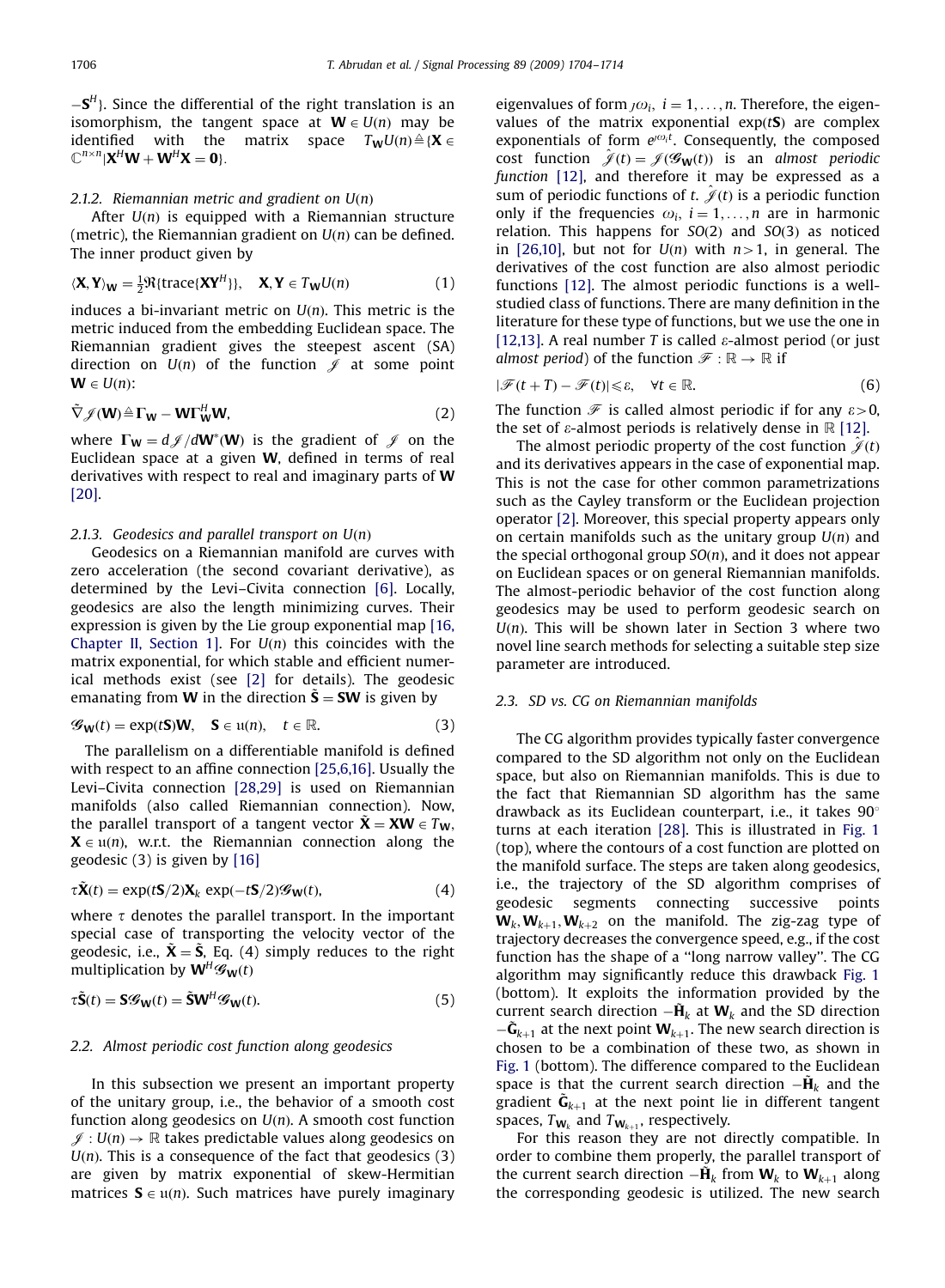$-\mathbf{S}^H\}$. Since the differential of the right translation is an isomorphism, the tangent space at $\mathbf{W} \in U(n)$ may be identified with the matrix space $T_{\mathbf{W}}U(n) \triangleq \{\mathbf{X} \in \mathbb{C}^{n\times n} | \mathbf{X}^H\mathbf{W} + \mathbf{W}^H\mathbf{X} = \mathbf{0}\}$.

#### 2.1.2. Riemannian metric and gradient on $U(n)$

After $U(n)$ is equipped with a Riemannian structure (metric), the Riemannian gradient on $U(n)$ can be defined. The inner product given by

$$\langle \mathbf{X}, \mathbf{Y} \rangle_{\mathbf{W}} = \tfrac{1}{2}\Re\{\text{trace}\{\mathbf{X}\mathbf{Y}^H\}\}, \quad \mathbf{X}, \mathbf{Y} \in T_{\mathbf{W}}U(n) \tag{1}$$

induces a bi-invariant metric on $U(n)$. This metric is the metric induced from the embedding Euclidean space. The Riemannian gradient gives the steepest ascent (SA) direction on $U(n)$ of the function $\mathcal{J}$ at some point $\mathbf{W} \in U(n)$:

$$\tilde{\nabla}\mathcal{J}(\mathbf{W}) \triangleq \mathbf{\Gamma}_{\mathbf{W}} - \mathbf{W}\mathbf{\Gamma}_{\mathbf{W}}^H\mathbf{W}, \tag{2}$$

where $\mathbf{\Gamma}_{\mathbf{W}} = d\mathcal{J}/d\mathbf{W}^*(\mathbf{W})$ is the gradient of $\mathcal{J}$ on the Euclidean space at a given $\mathbf{W}$, defined in terms of real derivatives with respect to real and imaginary parts of $\mathbf{W}$ [20].

#### 2.1.3. Geodesics and parallel transport on $U(n)$

Geodesics on a Riemannian manifold are curves with zero acceleration (the second covariant derivative), as determined by the Levi–Civita connection [6]. Locally, geodesics are also the length minimizing curves. Their expression is given by the Lie group exponential map [16, Chapter II, Section 1]. For $U(n)$ this coincides with the matrix exponential, for which stable and efficient numerical methods exist (see [2] for details). The geodesic emanating from $\mathbf{W}$ in the direction $\tilde{\mathbf{S}} = \mathbf{S}\mathbf{W}$ is given by

$$\mathcal{G}_{\mathbf{W}}(t) = \exp(t\mathbf{S})\mathbf{W}, \quad \mathbf{S} \in \mathfrak{u}(n), \quad t \in \mathbb{R}. \tag{3}$$

The parallelism on a differentiable manifold is defined with respect to an affine connection [25,6,16]. Usually the Levi–Civita connection [28,29] is used on Riemannian manifolds (also called Riemannian connection). Now, the parallel transport of a tangent vector $\tilde{\mathbf{X}} = \mathbf{X}\mathbf{W} \in T_{\mathbf{W}}$, $\mathbf{X} \in \mathfrak{u}(n)$, w.r.t. the Riemannian connection along the geodesic (3) is given by [16]

$$\tau\tilde{\mathbf{X}}(t) = \exp(t\mathbf{S}/2)\mathbf{X}_k \exp(-t\mathbf{S}/2)\mathcal{G}_{\mathbf{W}}(t), \tag{4}$$

where $\tau$ denotes the parallel transport. In the important special case of transporting the velocity vector of the geodesic, i.e., $\tilde{\mathbf{X}} = \tilde{\mathbf{S}}$, Eq. (4) simply reduces to the right multiplication by $\mathbf{W}^H\mathcal{G}_{\mathbf{W}}(t)$

$$\tau\tilde{\mathbf{S}}(t) = \mathbf{S}\mathcal{G}_{\mathbf{W}}(t) = \tilde{\mathbf{S}}\mathbf{W}^H\mathcal{G}_{\mathbf{W}}(t). \tag{5}$$

### 2.2. Almost periodic cost function along geodesics

In this subsection we present an important property of the unitary group, i.e., the behavior of a smooth cost function along geodesics on $U(n)$. A smooth cost function $\mathcal{J} : U(n) \to \mathbb{R}$ takes predictable values along geodesics on $U(n)$. This is a consequence of the fact that geodesics (3) are given by matrix exponential of skew-Hermitian matrices $\mathbf{S} \in \mathfrak{u}(n)$. Such matrices have purely imaginary eigenvalues of form $\jmath\omega_i$, $i = 1, \ldots, n$. Therefore, the eigenvalues of the matrix exponential $\exp(t\mathbf{S})$ are complex exponentials of form $e^{\jmath\omega_i t}$. Consequently, the composed cost function $\hat{\mathcal{J}}(t) = \mathcal{J}(\mathcal{G}_{\mathbf{W}}(t))$ is an *almost periodic function* [12], and therefore it may be expressed as a sum of periodic functions of $t$. $\hat{\mathcal{J}}(t)$ is a periodic function only if the frequencies $\omega_i$, $i = 1, \ldots, n$ are in harmonic relation. This happens for $SO(2)$ and $SO(3)$ as noticed in [26,10], but not for $U(n)$ with $n>1$, in general. The derivatives of the cost function are also almost periodic functions [12]. The almost periodic functions is a well-studied class of functions. There are many definition in the literature for these type of functions, but we use the one in [12,13]. A real number $T$ is called $\varepsilon$-almost period (or just *almost period*) of the function $\mathcal{F} : \mathbb{R} \to \mathbb{R}$ if

$$|\mathcal{F}(t + T) - \mathcal{F}(t)| \leqslant \varepsilon, \quad \forall t \in \mathbb{R}. \tag{6}$$

The function $\mathcal{F}$ is called almost periodic if for any $\varepsilon > 0$, the set of $\varepsilon$-almost periods is relatively dense in $\mathbb{R}$ [12].

The almost periodic property of the cost function $\hat{\mathcal{J}}(t)$ and its derivatives appears in the case of exponential map. This is not the case for other common parametrizations such as the Cayley transform or the Euclidean projection operator [2]. Moreover, this special property appears only on certain manifolds such as the unitary group $U(n)$ and the special orthogonal group $SO(n)$, and it does not appear on Euclidean spaces or on general Riemannian manifolds. The almost-periodic behavior of the cost function along geodesics may be used to perform geodesic search on $U(n)$. This will be shown later in Section 3 where two novel line search methods for selecting a suitable step size parameter are introduced.

### 2.3. SD vs. CG on Riemannian manifolds

The CG algorithm provides typically faster convergence compared to the SD algorithm not only on the Euclidean space, but also on Riemannian manifolds. This is due to the fact that Riemannian SD algorithm has the same drawback as its Euclidean counterpart, i.e., it takes 90° turns at each iteration [28]. This is illustrated in Fig. 1 (top), where the contours of a cost function are plotted on the manifold surface. The steps are taken along geodesics, i.e., the trajectory of the SD algorithm comprises of geodesic segments connecting successive points $\mathbf{W}_k, \mathbf{W}_{k+1}, \mathbf{W}_{k+2}$ on the manifold. The zig-zag type of trajectory decreases the convergence speed, e.g., if the cost function has the shape of a "long narrow valley". The CG algorithm may significantly reduce this drawback Fig. 1 (bottom). It exploits the information provided by the current search direction $-\tilde{\mathbf{H}}_k$ at $\mathbf{W}_k$ and the SD direction $-\tilde{\mathbf{G}}_{k+1}$ at the next point $\mathbf{W}_{k+1}$. The new search direction is chosen to be a combination of these two, as shown in Fig. 1 (bottom). The difference compared to the Euclidean space is that the current search direction $-\tilde{\mathbf{H}}_k$ and the gradient $\tilde{\mathbf{G}}_{k+1}$ at the next point lie in different tangent spaces, $T_{\mathbf{W}_k}$ and $T_{\mathbf{W}_{k+1}}$, respectively.

For this reason they are not directly compatible. In order to combine them properly, the parallel transport of the current search direction $-\tilde{\mathbf{H}}_k$ from $\mathbf{W}_k$ to $\mathbf{W}_{k+1}$ along the corresponding geodesic is utilized. The new search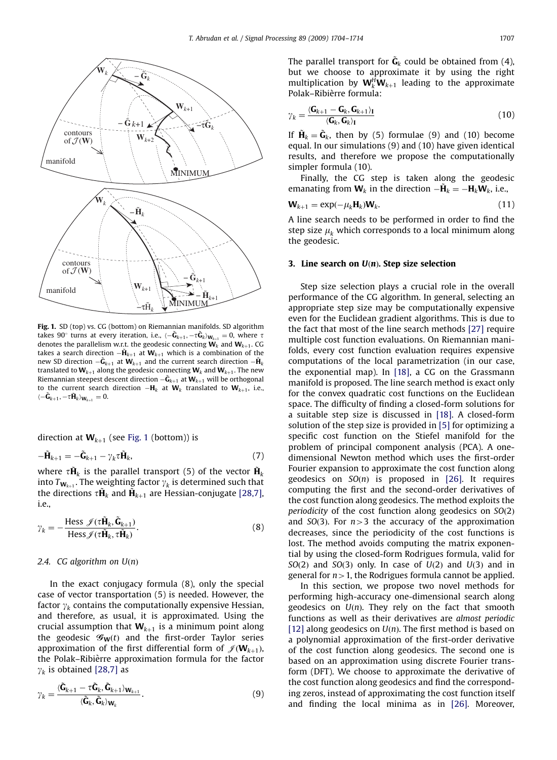**Fig. 1.** SD (top) vs. CG (bottom) on Riemannian manifolds. SD algorithm takes 90° turns at every iteration, i.e., $\langle -\tilde{\mathbf{G}}_{k+1}, -\tau\tilde{\mathbf{G}}_k\rangle_{\mathbf{W}_{k+1}} = 0$, where $\tau$ denotes the parallelism w.r.t. the geodesic connecting $\mathbf{W}_k$ and $\mathbf{W}_{k+1}$. CG takes a search direction $-\tilde{\mathbf{H}}_{k+1}$ at $\mathbf{W}_{k+1}$ which is a combination of the new SD direction $-\tilde{\mathbf{G}}_{k+1}$ at $\mathbf{W}_{k+1}$ and the current search direction $-\tilde{\mathbf{H}}_k$ translated to $\mathbf{W}_{k+1}$ along the geodesic connecting $\mathbf{W}_k$ and $\mathbf{W}_{k+1}$. The new Riemannian steepest descent direction $-\tilde{\mathbf{G}}_{k+1}$ at $\mathbf{W}_{k+1}$ will be orthogonal to the current search direction $-\mathbf{H}_k$ at $\mathbf{W}_k$ translated to $\mathbf{W}_{k+1}$, i.e., $\langle -\tilde{\mathbf{G}}_{k+1}, -\tau\tilde{\mathbf{H}}_k\rangle_{\mathbf{W}_{k+1}} = 0$.

direction at $\mathbf{W}_{k+1}$ (see Fig. 1 (bottom)) is

$$-\tilde{\mathbf{H}}_{k+1} = -\tilde{\mathbf{G}}_{k+1} - \gamma_k \tau\tilde{\mathbf{H}}_k, \tag{7}$$

where $\tau\tilde{\mathbf{H}}_k$ is the parallel transport (5) of the vector $\tilde{\mathbf{H}}_k$ into $T_{\mathbf{W}_{k+1}}$. The weighting factor $\gamma_k$ is determined such that the directions $\tau\tilde{\mathbf{H}}_k$ and $\tilde{\mathbf{H}}_{k+1}$ are Hessian-conjugate [28,7], i.e.,

$$\gamma_k = -\frac{\operatorname{Hess} \mathscr{J}(\tau\tilde{\mathbf{H}}_k, \tilde{\mathbf{G}}_{k+1})}{\operatorname{Hess} \mathscr{J}(\tau\tilde{\mathbf{H}}_k, \tau\tilde{\mathbf{H}}_k)}. \tag{8}$$

### 2.4. CG algorithm on U(n)

In the exact conjugacy formula (8), only the special case of vector transportation (5) is needed. However, the factor $\gamma_k$ contains the computationally expensive Hessian, and therefore, as usual, it is approximated. Using the crucial assumption that $\mathbf{W}_{k+1}$ is a minimum point along the geodesic $\mathscr{G}_{\mathbf{W}}(t)$ and the first-order Taylor series approximation of the first differential form of $\mathscr{J}(\mathbf{W}_{k+1})$, the Polak–Ribièrre approximation formula for the factor $\gamma_k$ is obtained [28,7] as

$$\gamma_k = \frac{\langle \tilde{\mathbf{G}}_{k+1} - \tau\tilde{\mathbf{G}}_k, \tilde{\mathbf{G}}_{k+1}\rangle_{\mathbf{W}_{k+1}}}{\langle \tilde{\mathbf{G}}_k, \tilde{\mathbf{G}}_k\rangle_{\mathbf{W}_k}}. \tag{9}$$

The parallel transport for $\tilde{\mathbf{G}}_k$ could be obtained from (4), but we choose to approximate it by using the right multiplication by $\mathbf{W}_k^H \mathbf{W}_{k+1}$ leading to the approximate Polak–Ribièrre formula:

$$\gamma_k = \frac{\langle \mathbf{G}_{k+1} - \mathbf{G}_k, \mathbf{G}_{k+1}\rangle_{\mathbf{I}}}{\langle \mathbf{G}_k, \mathbf{G}_k\rangle_{\mathbf{I}}} \tag{10}$$

If $\tilde{\mathbf{H}}_k = \tilde{\mathbf{G}}_k$, then by (5) formulae (9) and (10) become equal. In our simulations (9) and (10) have given identical results, and therefore we propose the computationally simpler formula (10).

Finally, the CG step is taken along the geodesic emanating from $\mathbf{W}_k$ in the direction $-\tilde{\mathbf{H}}_k = -\mathbf{H}_k\mathbf{W}_k$, i.e.,

$$\mathbf{W}_{k+1} = \exp(-\mu_k \mathbf{H}_k)\mathbf{W}_k. \tag{11}$$

A line search needs to be performed in order to find the step size $\mu_k$ which corresponds to a local minimum along the geodesic.

## 3. Line search on *U*(*n*). Step size selection

Step size selection plays a crucial role in the overall performance of the CG algorithm. In general, selecting an appropriate step size may be computationally expensive even for the Euclidean gradient algorithms. This is due to the fact that most of the line search methods [27] require multiple cost function evaluations. On Riemannian manifolds, every cost function evaluation requires expensive computations of the local parametrization (in our case, the exponential map). In [18], a CG on the Grassmann manifold is proposed. The line search method is exact only for the convex quadratic cost functions on the Euclidean space. The difficulty of finding a closed-form solutions for a suitable step size is discussed in [18]. A closed-form solution of the step size is provided in [5] for optimizing a specific cost function on the Stiefel manifold for the problem of principal component analysis (PCA). A one-dimensional Newton method which uses the first-order Fourier expansion to approximate the cost function along geodesics on *SO*(*n*) is proposed in [26]. It requires computing the first and the second-order derivatives of the cost function along geodesics. The method exploits the *periodicity* of the cost function along geodesics on *SO*(2) and *SO*(3). For $n>3$ the accuracy of the approximation decreases, since the periodicity of the cost functions is lost. The method avoids computing the matrix exponential by using the closed-form Rodrigues formula, valid for *SO*(2) and *SO*(3) only. In case of *U*(2) and *U*(3) and in general for $n>1$, the Rodrigues formula cannot be applied.

In this section, we propose two novel methods for performing high-accuracy one-dimensional search along geodesics on *U*(*n*). They rely on the fact that smooth functions as well as their derivatives are *almost periodic* [12] along geodesics on *U*(*n*). The first method is based on a polynomial approximation of the first-order derivative of the cost function along geodesics. The second one is based on an approximation using discrete Fourier transform (DFT). We choose to approximate the derivative of the cost function along geodesics and find the corresponding zeros, instead of approximating the cost function itself and finding the local minima as in [26]. Moreover,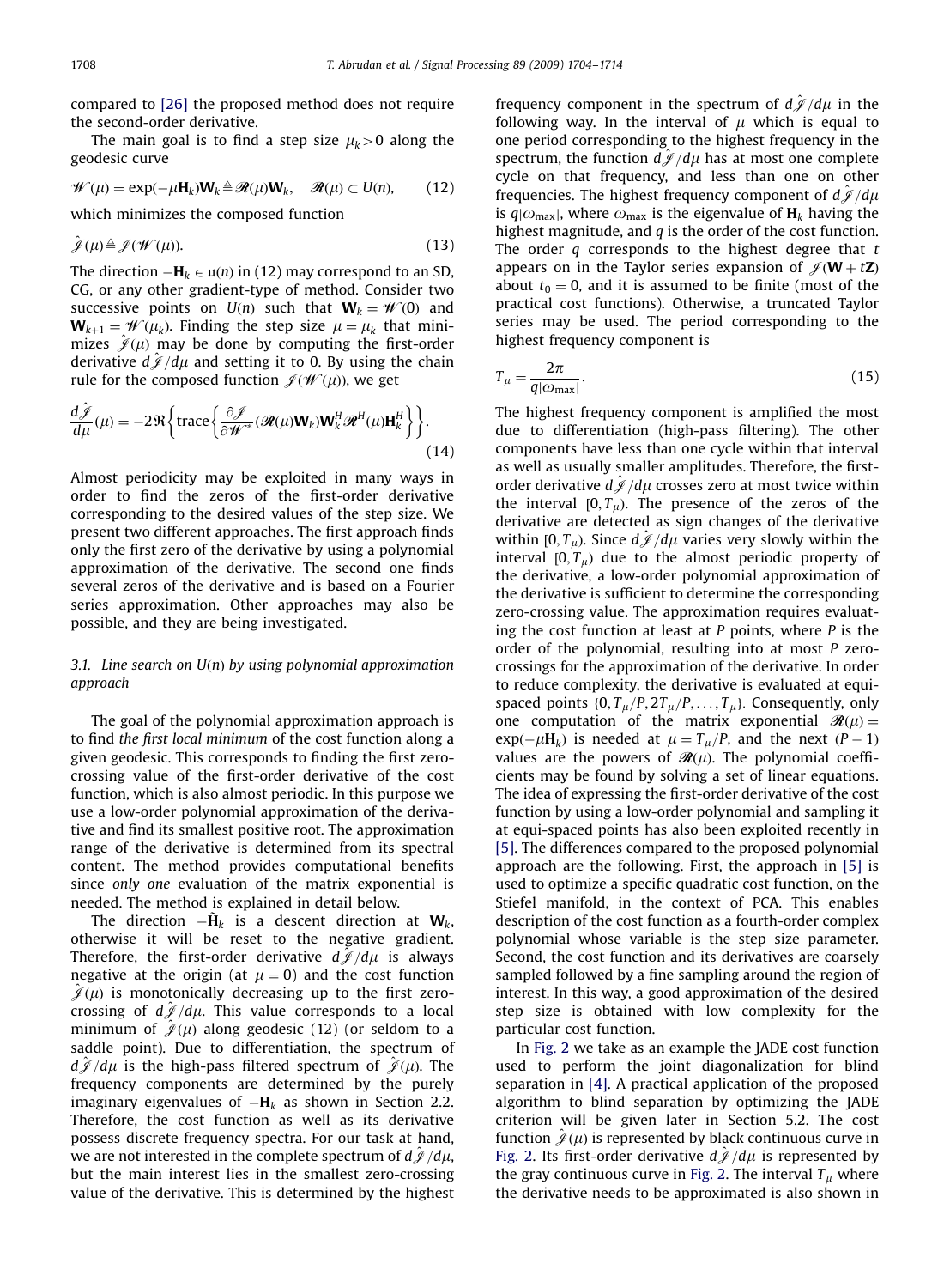compared to [26] the proposed method does not require the second-order derivative.

The main goal is to find a step size $\mu_k > 0$ along the geodesic curve

$$\mathscr{W}(\mu) = \exp(-\mu \mathbf{H}_k)\mathbf{W}_k \triangleq \mathscr{R}(\mu)\mathbf{W}_k, \quad \mathscr{R}(\mu) \subset U(n), \tag{12}$$

which minimizes the composed function

$$\hat{\mathscr{J}}(\mu) \triangleq \mathscr{J}(\mathscr{W}(\mu)). \tag{13}$$

The direction $-\mathbf{H}_k \in \mathfrak{u}(n)$ in (12) may correspond to an SD, CG, or any other gradient-type of method. Consider two successive points on $U(n)$ such that $\mathbf{W}_k = \mathscr{W}(0)$ and $\mathbf{W}_{k+1} = \mathscr{W}(\mu_k)$. Finding the step size $\mu = \mu_k$ that minimizes $\hat{\mathscr{J}}(\mu)$ may be done by computing the first-order derivative $d\hat{\mathscr{J}}/d\mu$ and setting it to 0. By using the chain rule for the composed function $\mathscr{J}(\mathscr{W}(\mu))$, we get

$$\frac{d\hat{\mathscr{J}}}{d\mu}(\mu) = -2\Re\left\{\operatorname{trace}\left\{\frac{\partial \mathscr{J}}{\partial \mathscr{W}^*}(\mathscr{R}(\mu)\mathbf{W}_k)\mathbf{W}_k^H \mathscr{R}^H(\mu)\mathbf{H}_k^H\right\}\right\}. \tag{14}$$

Almost periodicity may be exploited in many ways in order to find the zeros of the first-order derivative corresponding to the desired values of the step size. We present two different approaches. The first approach finds only the first zero of the derivative by using a polynomial approximation of the derivative. The second one finds several zeros of the derivative and is based on a Fourier series approximation. Other approaches may also be possible, and they are being investigated.

### 3.1. Line search on $U(n)$ by using polynomial approximation approach

The goal of the polynomial approximation approach is to find *the first local minimum* of the cost function along a given geodesic. This corresponds to finding the first zero-crossing value of the first-order derivative of the cost function, which is also almost periodic. In this purpose we use a low-order polynomial approximation of the derivative and find its smallest positive root. The approximation range of the derivative is determined from its spectral content. The method provides computational benefits since *only one* evaluation of the matrix exponential is needed. The method is explained in detail below.

The direction $-\tilde{\mathbf{H}}_k$ is a descent direction at $\mathbf{W}_k$, otherwise it will be reset to the negative gradient. Therefore, the first-order derivative $d\hat{\mathscr{J}}/d\mu$ is always negative at the origin (at $\mu = 0$) and the cost function $\hat{\mathscr{J}}(\mu)$ is monotonically decreasing up to the first zero-crossing of $d\hat{\mathscr{J}}/d\mu$. This value corresponds to a local minimum of $\hat{\mathscr{J}}(\mu)$ along geodesic (12) (or seldom to a saddle point). Due to differentiation, the spectrum of $d\hat{\mathscr{J}}/d\mu$ is the high-pass filtered spectrum of $\hat{\mathscr{J}}(\mu)$. The frequency components are determined by the purely imaginary eigenvalues of $-\mathbf{H}_k$ as shown in Section 2.2. Therefore, the cost function as well as its derivative possess discrete frequency spectra. For our task at hand, we are not interested in the complete spectrum of $d\hat{\mathscr{J}}/d\mu$, but the main interest lies in the smallest zero-crossing value of the derivative. This is determined by the highest frequency component in the spectrum of $d\hat{\mathscr{J}}/d\mu$ in the following way. In the interval of $\mu$ which is equal to one period corresponding to the highest frequency in the spectrum, the function $d\hat{\mathscr{J}}/d\mu$ has at most one complete cycle on that frequency, and less than one on other frequencies. The highest frequency component of $d\hat{\mathscr{J}}/d\mu$ is $q|\omega_{\max}|$, where $\omega_{\max}$ is the eigenvalue of $\mathbf{H}_k$ having the highest magnitude, and $q$ is the order of the cost function. The order $q$ corresponds to the highest degree that $t$ appears on in the Taylor series expansion of $\mathscr{J}(\mathbf{W} + t\mathbf{Z})$ about $t_0 = 0$, and it is assumed to be finite (most of the practical cost functions). Otherwise, a truncated Taylor series may be used. The period corresponding to the highest frequency component is

$$T_\mu = \frac{2\pi}{q|\omega_{\max}|}. \tag{15}$$

The highest frequency component is amplified the most due to differentiation (high-pass filtering). The other components have less than one cycle within that interval as well as usually smaller amplitudes. Therefore, the first-order derivative $d\hat{\mathscr{J}}/d\mu$ crosses zero at most twice within the interval $[0, T_\mu)$. The presence of the zeros of the derivative are detected as sign changes of the derivative within $[0, T_\mu)$. Since $d\hat{\mathscr{J}}/d\mu$ varies very slowly within the interval $[0, T_\mu)$ due to the almost periodic property of the derivative, a low-order polynomial approximation of the derivative is sufficient to determine the corresponding zero-crossing value. The approximation requires evaluating the cost function at least at $P$ points, where $P$ is the order of the polynomial, resulting into at most $P$ zero-crossings for the approximation of the derivative. In order to reduce complexity, the derivative is evaluated at equi-spaced points $\{0, T_\mu/P, 2T_\mu/P, \ldots, T_\mu\}$. Consequently, only one computation of the matrix exponential $\mathscr{R}(\mu) = \exp(-\mu \mathbf{H}_k)$ is needed at $\mu = T_\mu/P$, and the next $(P-1)$ values are the powers of $\mathscr{R}(\mu)$. The polynomial coefficients may be found by solving a set of linear equations. The idea of expressing the first-order derivative of the cost function by using a low-order polynomial and sampling it at equi-spaced points has also been exploited recently in [5]. The differences compared to the proposed polynomial approach are the following. First, the approach in [5] is used to optimize a specific quadratic cost function, on the Stiefel manifold, in the context of PCA. This enables description of the cost function as a fourth-order complex polynomial whose variable is the step size parameter. Second, the cost function and its derivatives are coarsely sampled followed by a fine sampling around the region of interest. In this way, a good approximation of the desired step size is obtained with low complexity for the particular cost function.

In Fig. 2 we take as an example the JADE cost function used to perform the joint diagonalization for blind separation in [4]. A practical application of the proposed algorithm to blind separation by optimizing the JADE criterion will be given later in Section 5.2. The cost function $\hat{\mathscr{J}}(\mu)$ is represented by black continuous curve in Fig. 2. Its first-order derivative $d\hat{\mathscr{J}}/d\mu$ is represented by the gray continuous curve in Fig. 2. The interval $T_\mu$ where the derivative needs to be approximated is also shown in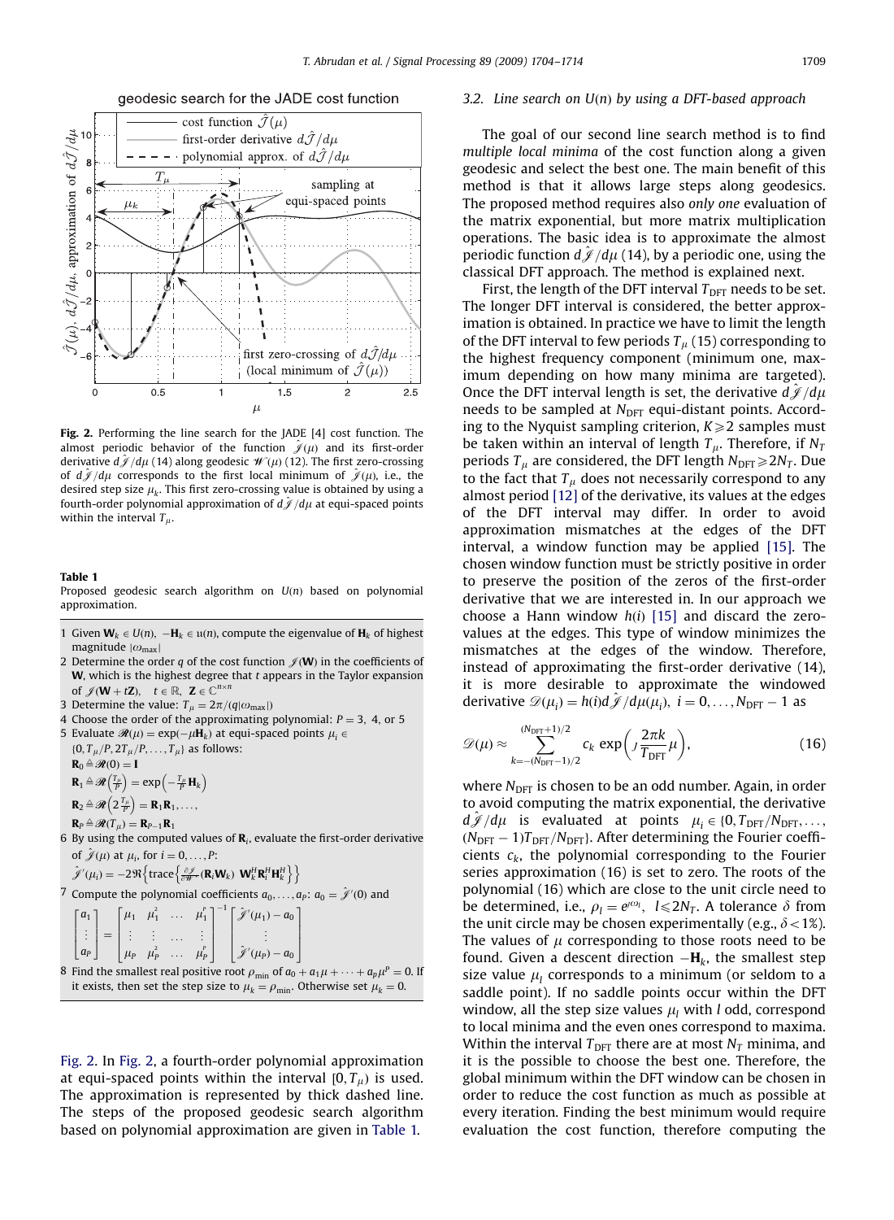Fig. 2. Performing the line search for the JADE [4] cost function. The almost periodic behavior of the function $\hat{\mathcal{J}}(\mu)$ and its first-order derivative $d\hat{\mathcal{J}}/d\mu$ (14) along geodesic $\mathcal{W}(\mu)$ (12). The first zero-crossing of $d\hat{\mathcal{J}}/d\mu$ corresponds to the first local minimum of $\hat{\mathcal{J}}(\mu)$, i.e., the desired step size $\mu_k$. This first zero-crossing value is obtained by using a fourth-order polynomial approximation of $d\hat{\mathcal{J}}/d\mu$ at equi-spaced points within the interval $T_\mu$.

**Table 1**
Proposed geodesic search algorithm on $U(n)$ based on polynomial approximation.

1 Given $\mathbf{W}_k \in U(n)$, $-\mathbf{H}_k \in \mathfrak{u}(n)$, compute the eigenvalue of $\mathbf{H}_k$ of highest magnitude $|\omega_{\max}|$

2 Determine the order $q$ of the cost function $\mathcal{J}(\mathbf{W})$ in the coefficients of $\mathbf{W}$, which is the highest degree that $t$ appears in the Taylor expansion of $\mathcal{J}(\mathbf{W} + t\mathbf{Z})$, $t \in \mathbb{R}$, $\mathbf{Z} \in \mathbb{C}^{n\times n}$

3 Determine the value: $T_\mu = 2\pi/(q|\omega_{\max}|)$

4 Choose the order of the approximating polynomial: $P = 3$, 4, or 5

5 Evaluate $\mathcal{R}(\mu) = \exp(-\mu\mathbf{H}_k)$ at equi-spaced points $\mu_i \in \{0, T_\mu/P, 2T_\mu/P, \ldots, T_\mu\}$ as follows:
$\mathbf{R}_0 \triangleq \mathcal{R}(0) = \mathbf{I}$
$\mathbf{R}_1 \triangleq \mathcal{R}\left(\frac{T_\mu}{P}\right) = \exp\left(-\frac{T_\mu}{P}\mathbf{H}_k\right)$
$\mathbf{R}_2 \triangleq \mathcal{R}\left(2\frac{T_\mu}{P}\right) = \mathbf{R}_1\mathbf{R}_1, \ldots,$
$\mathbf{R}_P \triangleq \mathcal{R}(T_\mu) = \mathbf{R}_{P-1}\mathbf{R}_1$

6 By using the computed values of $\mathbf{R}_i$, evaluate the first-order derivative of $\hat{\mathcal{J}}(\mu)$ at $\mu_i$, for $i = 0, \ldots, P$:
$\hat{\mathcal{J}}'(\mu_i) = -2\Re\left\{\operatorname{trace}\left\{\frac{\partial \mathcal{J}}{\partial \mathbf{W}^*}(\mathbf{R}_i\mathbf{W}_k)\ \mathbf{W}_k^H\mathbf{R}_i^H\mathbf{H}_k^H\right\}\right\}$

7 Compute the polynomial coefficients $a_0, \ldots, a_P$: $a_0 = \hat{\mathcal{J}}'(0)$ and
$$\begin{bmatrix} a_1 \\ \vdots \\ a_P \end{bmatrix} = \begin{bmatrix} \mu_1 & \mu_1^2 & \ldots & \mu_1^P \\ \vdots & \vdots & \ldots & \vdots \\ \mu_P & \mu_P^2 & \ldots & \mu_P^P \end{bmatrix}^{-1} \begin{bmatrix} \hat{\mathcal{J}}'(\mu_1) - a_0 \\ \vdots \\ \hat{\mathcal{J}}'(\mu_P) - a_0 \end{bmatrix}$$

8 Find the smallest real positive root $\rho_{\min}$ of $a_0 + a_1\mu + \cdots + a_P\mu^P = 0$. If it exists, then set the step size to $\mu_k = \rho_{\min}$. Otherwise set $\mu_k = 0$.

Fig. 2. In Fig. 2, a fourth-order polynomial approximation at equi-spaced points within the interval $[0, T_\mu)$ is used. The approximation is represented by thick dashed line. The steps of the proposed geodesic search algorithm based on polynomial approximation are given in Table 1.

### 3.2. Line search on $U(n)$ by using a DFT-based approach

The goal of our second line search method is to find *multiple local minima* of the cost function along a given geodesic and select the best one. The main benefit of this method is that it allows large steps along geodesics. The proposed method requires also *only one* evaluation of the matrix exponential, but more matrix multiplication operations. The basic idea is to approximate the almost periodic function $d\hat{\mathcal{J}}/d\mu$ (14), by a periodic one, using the classical DFT approach. The method is explained next.

First, the length of the DFT interval $T_{\text{DFT}}$ needs to be set. The longer DFT interval is considered, the better approximation is obtained. In practice we have to limit the length of the DFT interval to few periods $T_\mu$ (15) corresponding to the highest frequency component (minimum one, maximum depending on how many minima are targeted). Once the DFT interval length is set, the derivative $d\hat{\mathcal{J}}/d\mu$ needs to be sampled at $N_{\text{DFT}}$ equi-distant points. According to the Nyquist sampling criterion, $K \geqslant 2$ samples must be taken within an interval of length $T_\mu$. Therefore, if $N_T$ periods $T_\mu$ are considered, the DFT length $N_{\text{DFT}} \geqslant 2N_T$. Due to the fact that $T_\mu$ does not necessarily correspond to any almost period [12] of the derivative, its values at the edges of the DFT interval may differ. In order to avoid approximation mismatches at the edges of the DFT interval, a window function may be applied [15]. The chosen window function must be strictly positive in order to preserve the position of the zeros of the first-order derivative that we are interested in. In our approach we choose a Hann window $h(i)$ [15] and discard the zero-values at the edges. This type of window minimizes the mismatches at the edges of the window. Therefore, instead of approximating the first-order derivative (14), it is more desirable to approximate the windowed derivative $\mathcal{D}(\mu_i) = h(i)d\hat{\mathcal{J}}/d\mu(\mu_i)$, $i = 0, \ldots, N_{\text{DFT}} - 1$ as

$$\mathcal{D}(\mu) \approx \sum_{k=-(N_{\text{DFT}}-1)/2}^{(N_{\text{DFT}}+1)/2} c_k \exp\left(\jmath\frac{2\pi k}{T_{\text{DFT}}}\mu\right), \tag{16}$$

where $N_{\text{DFT}}$ is chosen to be an odd number. Again, in order to avoid computing the matrix exponential, the derivative $d\hat{\mathcal{J}}/d\mu$ is evaluated at points $\mu_i \in \{0, T_{\text{DFT}}/N_{\text{DFT}}, \ldots, (N_{\text{DFT}} - 1)T_{\text{DFT}}/N_{\text{DFT}}\}$. After determining the Fourier coefficients $c_k$, the polynomial corresponding to the Fourier series approximation (16) is set to zero. The roots of the polynomial (16) which are close to the unit circle need to be determined, i.e., $\rho_l = e^{\jmath\omega_l}$, $l \leqslant 2N_T$. A tolerance $\delta$ from the unit circle may be chosen experimentally (e.g., $\delta < 1\%$). The values of $\mu$ corresponding to those roots need to be found. Given a descent direction $-\mathbf{H}_k$, the smallest step size value $\mu_l$ corresponds to a minimum (or seldom to a saddle point). If no saddle points occur within the DFT window, all the step size values $\mu_l$ with $l$ odd, correspond to local minima and the even ones correspond to maxima. Within the interval $T_{\text{DFT}}$ there are at most $N_T$ minima, and it is the possible to choose the best one. Therefore, the global minimum within the DFT window can be chosen in order to reduce the cost function as much as possible at every iteration. Finding the best minimum would require evaluation the cost function, therefore computing the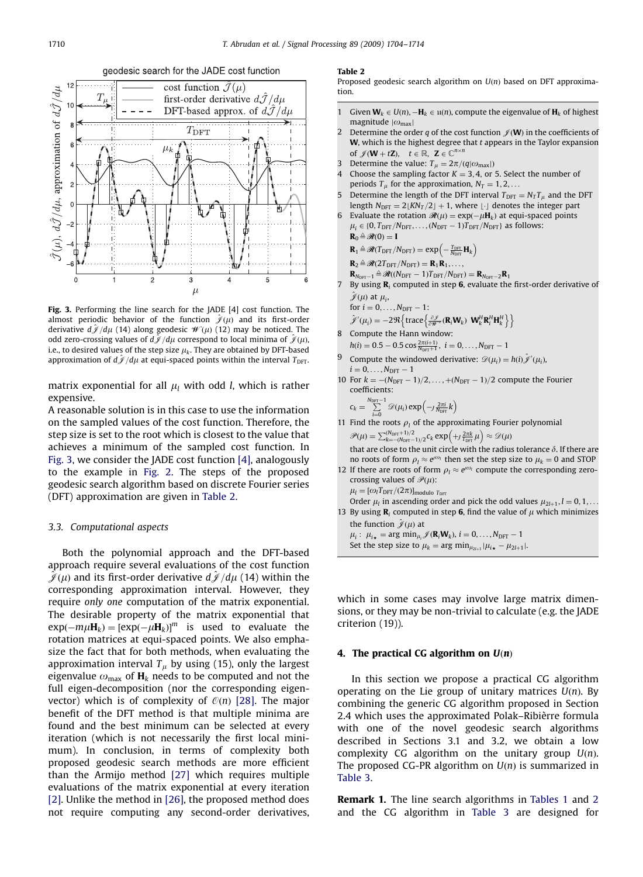**Fig. 3.** Performing the line search for the JADE [4] cost function. The almost periodic behavior of the function $\hat{\mathscr{J}}(\mu)$ and its first-order derivative $d\hat{\mathscr{J}}/d\mu$ (14) along geodesic $\mathscr{W}(\mu)$ (12) may be noticed. The odd zero-crossing values of $d\hat{\mathscr{J}}/d\mu$ correspond to local minima of $\hat{\mathscr{J}}(\mu)$, i.e., to desired values of the step size $\mu_k$. They are obtained by DFT-based approximation of $d\hat{\mathscr{J}}/d\mu$ at equi-spaced points within the interval $T_{\mathrm{DFT}}$.

matrix exponential for all $\mu_l$ with odd $l$, which is rather expensive.

A reasonable solution is in this case to use the information on the sampled values of the cost function. Therefore, the step size is set to the root which is closest to the value that achieves a minimum of the sampled cost function. In Fig. 3, we consider the JADE cost function [4], analogously to the example in Fig. 2. The steps of the proposed geodesic search algorithm based on discrete Fourier series (DFT) approximation are given in Table 2.

### 3.3. Computational aspects

Both the polynomial approach and the DFT-based approach require several evaluations of the cost function $\hat{\mathscr{J}}(\mu)$ and its first-order derivative $d\hat{\mathscr{J}}/d\mu$ (14) within the corresponding approximation interval. However, they require *only one* computation of the matrix exponential. The desirable property of the matrix exponential that $\exp(-m\mu\mathbf{H}_k) = [\exp(-\mu\mathbf{H}_k)]^m$ is used to evaluate the rotation matrices at equi-spaced points. We also emphasize the fact that for both methods, when evaluating the approximation interval $T_\mu$ by using (15), only the largest eigenvalue $\omega_{\max}$ of $\mathbf{H}_k$ needs to be computed and not the full eigen-decomposition (nor the corresponding eigenvector) which is of complexity of $\mathcal{O}(n)$ [28]. The major benefit of the DFT method is that multiple minima are found and the best minimum can be selected at every iteration (which is not necessarily the first local minimum). In conclusion, in terms of complexity both proposed geodesic search methods are more efficient than the Armijo method [27] which requires multiple evaluations of the matrix exponential at every iteration [2]. Unlike the method in [26], the proposed method does not require computing any second-order derivatives, which in some cases may involve large matrix dimensions, or they may be non-trivial to calculate (e.g. the JADE criterion (19)).

**Table 2**
Proposed geodesic search algorithm on $U(n)$ based on DFT approximation.

1. Given $\mathbf{W}_k \in U(n)$, $-\mathbf{H}_k \in \mathfrak{u}(n)$, compute the eigenvalue of $\mathbf{H}_k$ of highest magnitude $|\omega_{\max}|$
2. Determine the order $q$ of the cost function $\mathscr{J}(\mathbf{W})$ in the coefficients of $\mathbf{W}$, which is the highest degree that $t$ appears in the Taylor expansion of $\mathscr{J}(\mathbf{W}+t\mathbf{Z})$, $t \in \mathbb{R}$, $\mathbf{Z} \in \mathbb{C}^{n\times n}$
3. Determine the value: $T_\mu = 2\pi/(q|\omega_{\max}|)$
4. Choose the sampling factor $K = 3, 4$, or $5$. Select the number of periods $T_\mu$ for the approximation, $N_T = 1, 2, \ldots$
5. Determine the length of the DFT interval $T_{\mathrm{DFT}} = N_T T_\mu$ and the DFT length $N_{\mathrm{DFT}} = 2\lfloor KN_T/2 \rfloor + 1$, where $\lfloor\cdot\rfloor$ denotes the integer part
6. Evaluate the rotation $\mathscr{R}(\mu) = \exp(-\mu\mathbf{H}_k)$ at equi-spaced points $\mu_i \in \{0, T_{\mathrm{DFT}}/N_{\mathrm{DFT}}, \ldots, (N_{\mathrm{DFT}}-1)T_{\mathrm{DFT}}/N_{\mathrm{DFT}}\}$ as follows:
   $\mathbf{R}_0 \triangleq \mathscr{R}(0) = \mathbf{I}$
   $\mathbf{R}_1 \triangleq \mathscr{R}(T_{\mathrm{DFT}}/N_{\mathrm{DFT}}) = \exp\left(-\frac{T_{\mathrm{DFT}}}{N_{\mathrm{DFT}}}\mathbf{H}_k\right)$
   $\mathbf{R}_2 \triangleq \mathscr{R}(2T_{\mathrm{DFT}}/N_{\mathrm{DFT}}) = \mathbf{R}_1\mathbf{R}_1, \ldots,$
   $\mathbf{R}_{N_{\mathrm{DFT}}-1} \triangleq \mathscr{R}((N_{\mathrm{DFT}}-1)T_{\mathrm{DFT}}/N_{\mathrm{DFT}}) = \mathbf{R}_{N_{\mathrm{DFT}}-2}\mathbf{R}_1$
7. By using $\mathbf{R}_i$ computed in step **6**, evaluate the first-order derivative of $\hat{\mathscr{J}}(\mu)$ at $\mu_i$,
   for $i = 0, \ldots, N_{\mathrm{DFT}}-1$:
   $\hat{\mathscr{J}}'(\mu_i) = -2\Re\left\{\mathrm{trace}\left\{\frac{\partial\mathscr{J}}{\partial\mathbf{W}^*}(\mathbf{R}_i\mathbf{W}_k)\ \mathbf{W}_k^H\mathbf{R}_i^H\mathbf{H}_k^H\right\}\right\}$
8. Compute the Hann window:
   $h(i) = 0.5 - 0.5\cos\frac{2\pi(i+1)}{N_{\mathrm{DFT}}+1}$, $i = 0, \ldots, N_{\mathrm{DFT}}-1$
9. Compute the windowed derivative: $\mathscr{D}(\mu_i) = h(i)\hat{\mathscr{J}}'(\mu_i)$, $i = 0, \ldots, N_{\mathrm{DFT}}-1$
10. For $k = -(N_{\mathrm{DFT}}-1)/2, \ldots, +(N_{\mathrm{DFT}}-1)/2$ compute the Fourier coefficients:
   $c_k = \sum_{i=0}^{N_{\mathrm{DFT}}-1}\mathscr{D}(\mu_i)\exp\left(-\jmath\frac{2\pi i}{N_{\mathrm{DFT}}}k\right)$
11. Find the roots $\rho_l$ of the approximating Fourier polynomial
   $\mathscr{P}(\mu) = \sum_{k=-(N_{\mathrm{DFT}}-1)/2}^{(N_{\mathrm{DFT}}+1)/2} c_k\exp\left(+\jmath\frac{2\pi k}{T_{\mathrm{DFT}}}\mu\right) \approx \mathscr{D}(\mu)$
   that are close to the unit circle with the radius tolerance $\delta$. If there are no roots of form $\rho_l \approx e^{\jmath\omega_l}$ then set the step size to $\mu_k = 0$ and STOP
12. If there are roots of form $\rho_l \approx e^{\jmath\omega_l}$ compute the corresponding zero-crossing values of $\mathscr{P}(\mu)$:
   $\mu_l = [\omega_l T_{\mathrm{DFT}}/(2\pi)]_{\text{modulo } T_{\mathrm{DFT}}}$
   Order $\mu_l$ in ascending order and pick the odd values $\mu_{2l+1}, l = 0, 1, \ldots$
13. By using $\mathbf{R}_i$ computed in step **6**, find the value of $\mu$ which minimizes the function $\hat{\mathscr{J}}(\mu)$ at
   $\mu_i$: $\mu_{i\star} = \arg\min_{\mu_i}\mathscr{J}(\mathbf{R}_i\mathbf{W}_k)$, $i = 0, \ldots, N_{\mathrm{DFT}}-1$
   Set the step size to $\mu_k = \arg\min_{\mu_{2l+1}}|\mu_{i\star} - \mu_{2l+1}|$.

## 4. The practical CG algorithm on $U(n)$

In this section we propose a practical CG algorithm operating on the Lie group of unitary matrices $U(n)$. By combining the generic CG algorithm proposed in Section 2.4 which uses the approximated Polak–Ribièrre formula with one of the novel geodesic search algorithms described in Sections 3.1 and 3.2, we obtain a low complexity CG algorithm on the unitary group $U(n)$. The proposed CG-PR algorithm on $U(n)$ is summarized in Table 3.

**Remark 1.** The line search algorithms in Tables 1 and 2 and the CG algorithm in Table 3 are designed for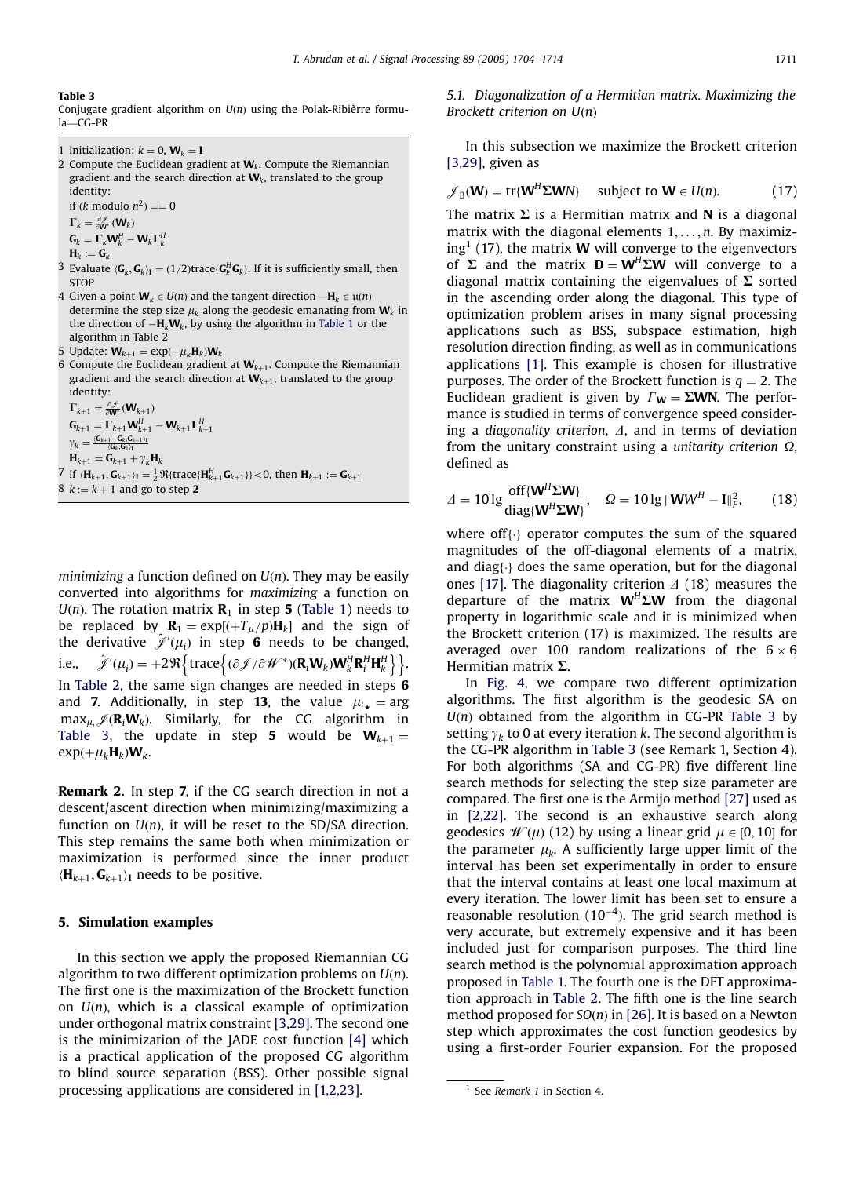**Table 3**
Conjugate gradient algorithm on $U(n)$ using the Polak-Ribièrre formula—CG-PR

1 Initialization: $k = 0$, $\mathbf{W}_k = \mathbf{I}$
2 Compute the Euclidean gradient at $\mathbf{W}_k$. Compute the Riemannian gradient and the search direction at $\mathbf{W}_k$, translated to the group identity:
if ($k$ modulo $n^2$) == 0
$\boldsymbol{\Gamma}_k = \frac{\partial \mathscr{J}}{\partial \mathbf{W}^*}(\mathbf{W}_k)$
$\mathbf{G}_k = \boldsymbol{\Gamma}_k \mathbf{W}_k^H - \mathbf{W}_k \boldsymbol{\Gamma}_k^H$
$\mathbf{H}_k := \mathbf{G}_k$
3 Evaluate $\langle \mathbf{G}_k, \mathbf{G}_k \rangle_{\mathbf{I}} = (1/2)\text{trace}\{\mathbf{G}_k^H \mathbf{G}_k\}$. If it is sufficiently small, then STOP
4 Given a point $\mathbf{W}_k \in U(n)$ and the tangent direction $-\mathbf{H}_k \in \mathfrak{u}(n)$ determine the step size $\mu_k$ along the geodesic emanating from $\mathbf{W}_k$ in the direction of $-\mathbf{H}_k \mathbf{W}_k$, by using the algorithm in Table 1 or the algorithm in Table 2
5 Update: $\mathbf{W}_{k+1} = \exp(-\mu_k \mathbf{H}_k)\mathbf{W}_k$
6 Compute the Euclidean gradient at $\mathbf{W}_{k+1}$. Compute the Riemannian gradient and the search direction at $\mathbf{W}_{k+1}$, translated to the group identity:
$\boldsymbol{\Gamma}_{k+1} = \frac{\partial \mathscr{J}}{\partial \mathbf{W}^*}(\mathbf{W}_{k+1})$
$\mathbf{G}_{k+1} = \boldsymbol{\Gamma}_{k+1} \mathbf{W}_{k+1}^H - \mathbf{W}_{k+1} \boldsymbol{\Gamma}_{k+1}^H$
$\gamma_k = \frac{\langle \mathbf{G}_{k+1} - \mathbf{G}_k, \mathbf{G}_{k+1} \rangle_{\mathbf{I}}}{\langle \mathbf{G}_k, \mathbf{G}_k \rangle_{\mathbf{I}}}$
$\mathbf{H}_{k+1} = \mathbf{G}_{k+1} + \gamma_k \mathbf{H}_k$
7 If $\langle \mathbf{H}_{k+1}, \mathbf{G}_{k+1} \rangle_{\mathbf{I}} = \frac{1}{2}\Re\{\text{trace}\{\mathbf{H}_{k+1}^H \mathbf{G}_{k+1}\}\} < 0$, then $\mathbf{H}_{k+1} := \mathbf{G}_{k+1}$
8 $k := k + 1$ and go to step **2**

*minimizing* a function defined on $U(n)$. They may be easily converted into algorithms for *maximizing* a function on $U(n)$. The rotation matrix $\mathbf{R}_1$ in step **5** (Table 1) needs to be replaced by $\mathbf{R}_1 = \exp[(+T_\mu/p)\mathbf{H}_k]$ and the sign of the derivative $\hat{\mathscr{J}}'(\mu_i)$ in step **6** needs to be changed, i.e., $\hat{\mathscr{J}}'(\mu_i) = +2\Re\left\{\text{trace}\left\{(\partial \mathscr{J}/\partial \mathscr{W}^*)(\mathbf{R}_i \mathbf{W}_k)\mathbf{W}_k^H \mathbf{R}_i^H \mathbf{H}_k^H\right\}\right\}$. In Table 2, the same sign changes are needed in steps **6** and **7**. Additionally, in step **13**, the value $\mu_{i_\star} = \arg\max_{\mu_i} \mathscr{J}(\mathbf{R}_i \mathbf{W}_k)$. Similarly, for the CG algorithm in Table 3, the update in step **5** would be $\mathbf{W}_{k+1} = \exp(+\mu_k \mathbf{H}_k)\mathbf{W}_k$.

**Remark 2.** In step **7**, if the CG search direction in not a descent/ascent direction when minimizing/maximizing a function on $U(n)$, it will be reset to the SD/SA direction. This step remains the same both when minimization or maximization is performed since the inner product $\langle \mathbf{H}_{k+1}, \mathbf{G}_{k+1} \rangle_{\mathbf{I}}$ needs to be positive.

## 5. Simulation examples

In this section we apply the proposed Riemannian CG algorithm to two different optimization problems on $U(n)$. The first one is the maximization of the Brockett function on $U(n)$, which is a classical example of optimization under orthogonal matrix constraint [3,29]. The second one is the minimization of the JADE cost function [4] which is a practical application of the proposed CG algorithm to blind source separation (BSS). Other possible signal processing applications are considered in [1,2,23].

### 5.1. Diagonalization of a Hermitian matrix. Maximizing the Brockett criterion on U(n)

In this subsection we maximize the Brockett criterion [3,29], given as

$$\mathscr{J}_B(\mathbf{W}) = \text{tr}\{\mathbf{W}^H \boldsymbol{\Sigma} \mathbf{W} N\} \quad \text{subject to } \mathbf{W} \in U(n). \tag{17}$$

The matrix $\boldsymbol{\Sigma}$ is a Hermitian matrix and $\mathbf{N}$ is a diagonal matrix with the diagonal elements $1, \ldots, n$. By maximizing[1] (17), the matrix $\mathbf{W}$ will converge to the eigenvectors of $\boldsymbol{\Sigma}$ and the matrix $\mathbf{D} = \mathbf{W}^H \boldsymbol{\Sigma} \mathbf{W}$ will converge to a diagonal matrix containing the eigenvalues of $\boldsymbol{\Sigma}$ sorted in the ascending order along the diagonal. This type of optimization problem arises in many signal processing applications such as BSS, subspace estimation, high resolution direction finding, as well as in communications applications [1]. This example is chosen for illustrative purposes. The order of the Brockett function is $q = 2$. The Euclidean gradient is given by $\Gamma_{\mathbf{W}} = \boldsymbol{\Sigma} \mathbf{W} \mathbf{N}$. The performance is studied in terms of convergence speed considering a *diagonality criterion*, $\Delta$, and in terms of deviation from the unitary constraint using a *unitarity criterion* $\Omega$, defined as

$$\Delta = 10 \lg \frac{\text{off}\{\mathbf{W}^H \boldsymbol{\Sigma} \mathbf{W}\}}{\text{diag}\{\mathbf{W}^H \boldsymbol{\Sigma} \mathbf{W}\}}, \quad \Omega = 10 \lg \|\mathbf{W}\mathbf{W}^H - \mathbf{I}\|_F^2, \tag{18}$$

where off$\{\cdot\}$ operator computes the sum of the squared magnitudes of the off-diagonal elements of a matrix, and diag$\{\cdot\}$ does the same operation, but for the diagonal ones [17]. The diagonality criterion $\Delta$ (18) measures the departure of the matrix $\mathbf{W}^H \boldsymbol{\Sigma} \mathbf{W}$ from the diagonal property in logarithmic scale and it is minimized when the Brockett criterion (17) is maximized. The results are averaged over 100 random realizations of the $6 \times 6$ Hermitian matrix $\boldsymbol{\Sigma}$.

In Fig. 4, we compare two different optimization algorithms. The first algorithm is the geodesic SA on $U(n)$ obtained from the algorithm in CG-PR Table 3 by setting $\gamma_k$ to 0 at every iteration $k$. The second algorithm is the CG-PR algorithm in Table 3 (see Remark 1, Section 4). For both algorithms (SA and CG-PR) five different line search methods for selecting the step size parameter are compared. The first one is the Armijo method [27] used as in [2,22]. The second is an exhaustive search along geodesics $\mathscr{W}(\mu)$ (12) by using a linear grid $\mu \in [0, 10]$ for the parameter $\mu_k$. A sufficiently large upper limit of the interval has been set experimentally in order to ensure that the interval contains at least one local maximum at every iteration. The lower limit has been set to ensure a reasonable resolution ($10^{-4}$). The grid search method is very accurate, but extremely expensive and it has been included just for comparison purposes. The third line search method is the polynomial approximation approach proposed in Table 1. The fourth one is the DFT approximation approach in Table 2. The fifth one is the line search method proposed for $SO(n)$ in [26]. It is based on a Newton step which approximates the cost function geodesics by using a first-order Fourier expansion. For the proposed

[1] See *Remark 1* in Section 4.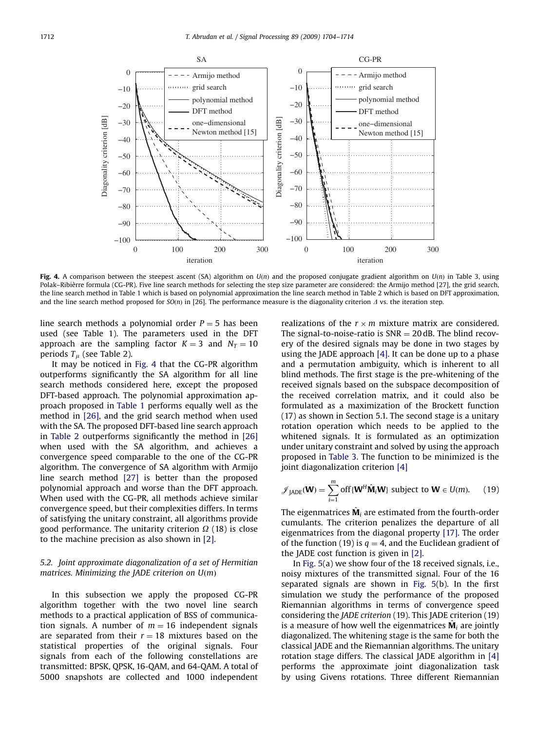**Fig. 4.** A comparison between the steepest ascent (SA) algorithm on $U(n)$ and the proposed conjugate gradient algorithm on $U(n)$ in Table 3, using Polak–Ribièrre formula (CG-PR). Five line search methods for selecting the step size parameter are considered: the Armijo method [27], the grid search, the line search method in Table 1 which is based on polynomial approximation the line search method in Table 2 which is based on DFT approximation, and the line search method proposed for $SO(n)$ in [26]. The performance measure is the diagonality criterion $\Delta$ vs. the iteration step.

line search methods a polynomial order $P = 5$ has been used (see Table 1). The parameters used in the DFT approach are the sampling factor $K = 3$ and $N_T = 10$ periods $T_\mu$ (see Table 2).

It may be noticed in Fig. 4 that the CG-PR algorithm outperforms significantly the SA algorithm for all line search methods considered here, except the proposed DFT-based approach. The polynomial approximation approach proposed in Table 1 performs equally well as the method in [26], and the grid search method when used with the SA. The proposed DFT-based line search approach in Table 2 outperforms significantly the method in [26] when used with the SA algorithm, and achieves a convergence speed comparable to the one of the CG-PR algorithm. The convergence of SA algorithm with Armijo line search method [27] is better than the proposed polynomial approach and worse than the DFT approach. When used with the CG-PR, all methods achieve similar convergence speed, but their complexities differs. In terms of satisfying the unitary constraint, all algorithms provide good performance. The unitarity criterion $\Omega$ (18) is close to the machine precision as also shown in [2].

### 5.2. Joint approximate diagonalization of a set of Hermitian matrices. Minimizing the JADE criterion on $U(m)$

In this subsection we apply the proposed CG-PR algorithm together with the two novel line search methods to a practical application of BSS of communication signals. A number of $m = 16$ independent signals are separated from their $r = 18$ mixtures based on the statistical properties of the original signals. Four signals from each of the following constellations are transmitted: BPSK, QPSK, 16-QAM, and 64-QAM. A total of 5000 snapshots are collected and 1000 independent realizations of the $r \times m$ mixture matrix are considered. The signal-to-noise-ratio is SNR $= 20$ dB. The blind recovery of the desired signals may be done in two stages by using the JADE approach [4]. It can be done up to a phase and a permutation ambiguity, which is inherent to all blind methods. The first stage is the pre-whitening of the received signals based on the subspace decomposition of the received correlation matrix, and it could also be formulated as a maximization of the Brockett function (17) as shown in Section 5.1. The second stage is a unitary rotation operation which needs to be applied to the whitened signals. It is formulated as an optimization under unitary constraint and solved by using the approach proposed in Table 3. The function to be minimized is the joint diagonalization criterion [4]

$$\mathscr{J}_{\text{JADE}}(\mathbf{W}) = \sum_{i=1}^{m} \text{off}\{\mathbf{W}^H \hat{\mathbf{M}}_i \mathbf{W}\} \text{ subject to } \mathbf{W} \in U(m). \quad (19)$$

The eigenmatrices $\hat{\mathbf{M}}_i$ are estimated from the fourth-order cumulants. The criterion penalizes the departure of all eigenmatrices from the diagonal property [17]. The order of the function (19) is $q = 4$, and the Euclidean gradient of the JADE cost function is given in [2].

In Fig. 5(a) we show four of the 18 received signals, i.e., noisy mixtures of the transmitted signal. Four of the 16 separated signals are shown in Fig. 5(b). In the first simulation we study the performance of the proposed Riemannian algorithms in terms of convergence speed considering the *JADE criterion* (19). This JADE criterion (19) is a measure of how well the eigenmatrices $\hat{\mathbf{M}}_i$ are jointly diagonalized. The whitening stage is the same for both the classical JADE and the Riemannian algorithms. The unitary rotation stage differs. The classical JADE algorithm in [4] performs the approximate joint diagonalization task by using Givens rotations. Three different Riemannian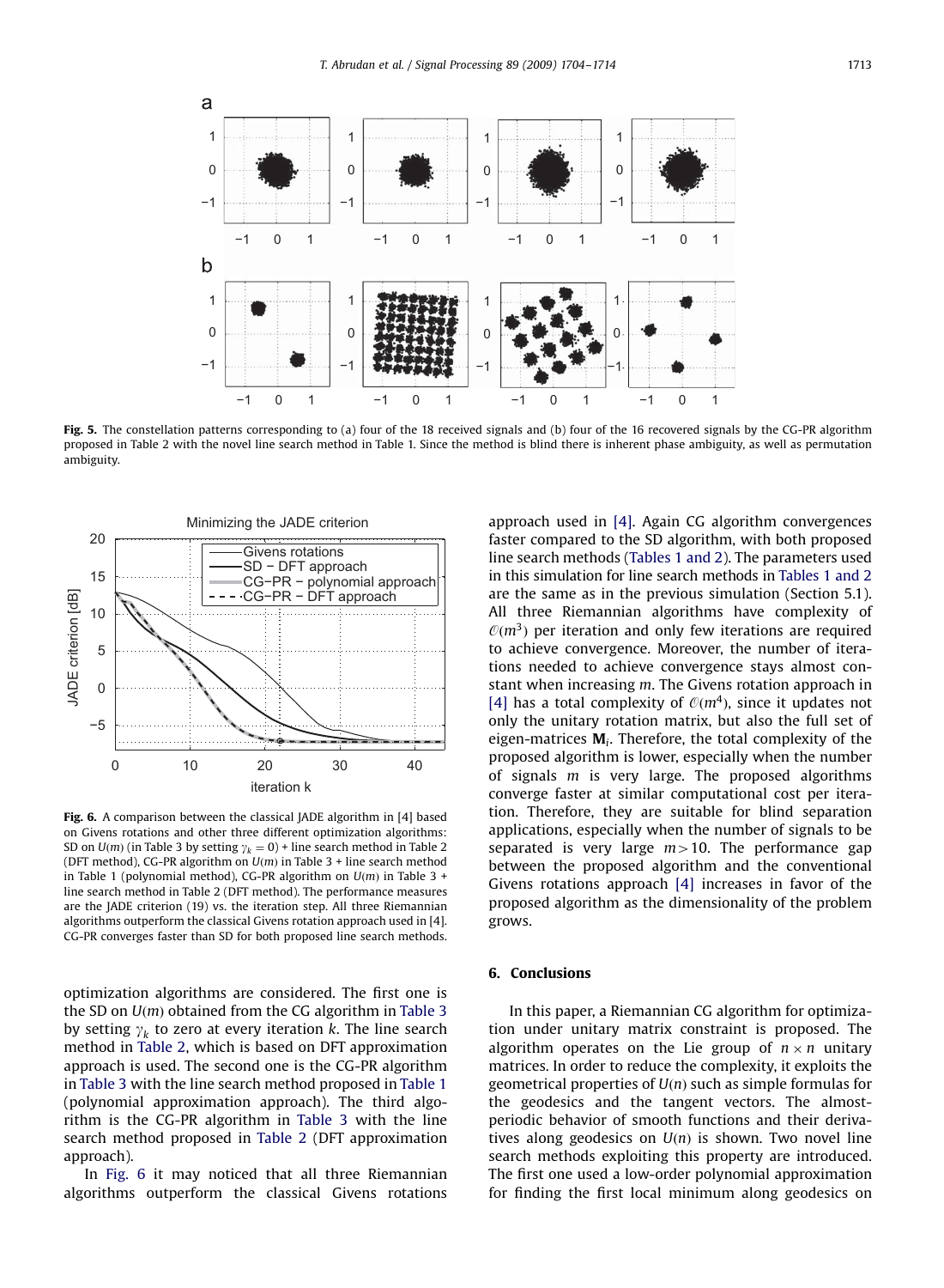**Fig. 5.** The constellation patterns corresponding to (a) four of the 18 received signals and (b) four of the 16 recovered signals by the CG-PR algorithm proposed in Table 2 with the novel line search method in Table 1. Since the method is blind there is inherent phase ambiguity, as well as permutation ambiguity.

**Fig. 6.** A comparison between the classical JADE algorithm in [4] based on Givens rotations and other three different optimization algorithms: SD on $U(m)$ (in Table 3 by setting $\gamma_k = 0$) + line search method in Table 2 (DFT method), CG-PR algorithm on $U(m)$ in Table 3 + line search method in Table 1 (polynomial method), CG-PR algorithm on $U(m)$ in Table 3 + line search method in Table 2 (DFT method). The performance measures are the JADE criterion (19) vs. the iteration step. All three Riemannian algorithms outperform the classical Givens rotation approach used in [4]. CG-PR converges faster than SD for both proposed line search methods.

optimization algorithms are considered. The first one is the SD on $U(m)$ obtained from the CG algorithm in Table 3 by setting $\gamma_k$ to zero at every iteration $k$. The line search method in Table 2, which is based on DFT approximation approach is used. The second one is the CG-PR algorithm in Table 3 with the line search method proposed in Table 1 (polynomial approximation approach). The third algorithm is the CG-PR algorithm in Table 3 with the line search method proposed in Table 2 (DFT approximation approach).

In Fig. 6 it may noticed that all three Riemannian algorithms outperform the classical Givens rotations approach used in [4]. Again CG algorithm convergences faster compared to the SD algorithm, with both proposed line search methods (Tables 1 and 2). The parameters used in this simulation for line search methods in Tables 1 and 2 are the same as in the previous simulation (Section 5.1). All three Riemannian algorithms have complexity of $\mathcal{O}(m^3)$ per iteration and only few iterations are required to achieve convergence. Moreover, the number of iterations needed to achieve convergence stays almost constant when increasing $m$. The Givens rotation approach in [4] has a total complexity of $\mathcal{O}(m^4)$, since it updates not only the unitary rotation matrix, but also the full set of eigen-matrices $\mathbf{M}_i$. Therefore, the total complexity of the proposed algorithm is lower, especially when the number of signals $m$ is very large. The proposed algorithms converge faster at similar computational cost per iteration. Therefore, they are suitable for blind separation applications, especially when the number of signals to be separated is very large $m > 10$. The performance gap between the proposed algorithm and the conventional Givens rotations approach [4] increases in favor of the proposed algorithm as the dimensionality of the problem grows.

## 6. Conclusions

In this paper, a Riemannian CG algorithm for optimization under unitary matrix constraint is proposed. The algorithm operates on the Lie group of $n \times n$ unitary matrices. In order to reduce the complexity, it exploits the geometrical properties of $U(n)$ such as simple formulas for the geodesics and the tangent vectors. The almost-periodic behavior of smooth functions and their derivatives along geodesics on $U(n)$ is shown. Two novel line search methods exploiting this property are introduced. The first one used a low-order polynomial approximation for finding the first local minimum along geodesics on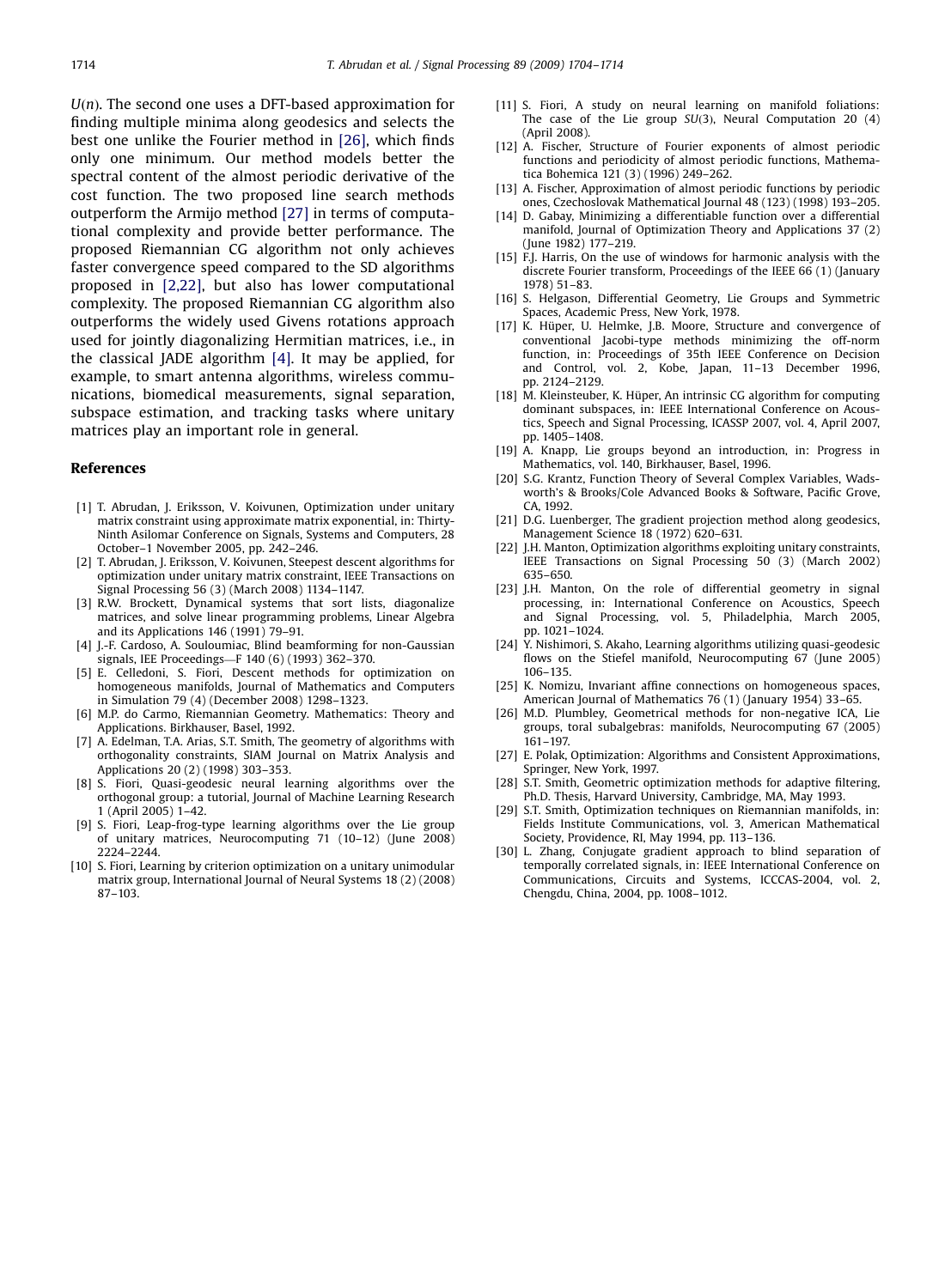$U(n)$. The second one uses a DFT-based approximation for finding multiple minima along geodesics and selects the best one unlike the Fourier method in [26], which finds only one minimum. Our method models better the spectral content of the almost periodic derivative of the cost function. The two proposed line search methods outperform the Armijo method [27] in terms of computational complexity and provide better performance. The proposed Riemannian CG algorithm not only achieves faster convergence speed compared to the SD algorithms proposed in [2,22], but also has lower computational complexity. The proposed Riemannian CG algorithm also outperforms the widely used Givens rotations approach used for jointly diagonalizing Hermitian matrices, i.e., in the classical JADE algorithm [4]. It may be applied, for example, to smart antenna algorithms, wireless communications, biomedical measurements, signal separation, subspace estimation, and tracking tasks where unitary matrices play an important role in general.

## References

[1] T. Abrudan, J. Eriksson, V. Koivunen, Optimization under unitary matrix constraint using approximate matrix exponential, in: Thirty-Ninth Asilomar Conference on Signals, Systems and Computers, 28 October–1 November 2005, pp. 242–246.

[2] T. Abrudan, J. Eriksson, V. Koivunen, Steepest descent algorithms for optimization under unitary matrix constraint, IEEE Transactions on Signal Processing 56 (3) (March 2008) 1134–1147.

[3] R.W. Brockett, Dynamical systems that sort lists, diagonalize matrices, and solve linear programming problems, Linear Algebra and its Applications 146 (1991) 79–91.

[4] J.-F. Cardoso, A. Souloumiac, Blind beamforming for non-Gaussian signals, IEE Proceedings—F 140 (6) (1993) 362–370.

[5] E. Celledoni, S. Fiori, Descent methods for optimization on homogeneous manifolds, Journal of Mathematics and Computers in Simulation 79 (4) (December 2008) 1298–1323.

[6] M.P. do Carmo, Riemannian Geometry. Mathematics: Theory and Applications. Birkhauser, Basel, 1992.

[7] A. Edelman, T.A. Arias, S.T. Smith, The geometry of algorithms with orthogonality constraints, SIAM Journal on Matrix Analysis and Applications 20 (2) (1998) 303–353.

[8] S. Fiori, Quasi-geodesic neural learning algorithms over the orthogonal group: a tutorial, Journal of Machine Learning Research 1 (April 2005) 1–42.

[9] S. Fiori, Leap-frog-type learning algorithms over the Lie group of unitary matrices, Neurocomputing 71 (10–12) (June 2008) 2224–2244.

[10] S. Fiori, Learning by criterion optimization on a unitary unimodular matrix group, International Journal of Neural Systems 18 (2) (2008) 87–103.

[11] S. Fiori, A study on neural learning on manifold foliations: The case of the Lie group $SU(3)$, Neural Computation 20 (4) (April 2008).

[12] A. Fischer, Structure of Fourier exponents of almost periodic functions and periodicity of almost periodic functions, Mathematica Bohemica 121 (3) (1996) 249–262.

[13] A. Fischer, Approximation of almost periodic functions by periodic ones, Czechoslovak Mathematical Journal 48 (123) (1998) 193–205.

[14] D. Gabay, Minimizing a differentiable function over a differential manifold, Journal of Optimization Theory and Applications 37 (2) (June 1982) 177–219.

[15] F.J. Harris, On the use of windows for harmonic analysis with the discrete Fourier transform, Proceedings of the IEEE 66 (1) (January 1978) 51–83.

[16] S. Helgason, Differential Geometry, Lie Groups and Symmetric Spaces, Academic Press, New York, 1978.

[17] K. Hüper, U. Helmke, J.B. Moore, Structure and convergence of conventional Jacobi-type methods minimizing the off-norm function, in: Proceedings of 35th IEEE Conference on Decision and Control, vol. 2, Kobe, Japan, 11–13 December 1996, pp. 2124–2129.

[18] M. Kleinsteuber, K. Hüper, An intrinsic CG algorithm for computing dominant subspaces, in: IEEE International Conference on Acoustics, Speech and Signal Processing, ICASSP 2007, vol. 4, April 2007, pp. 1405–1408.

[19] A. Knapp, Lie groups beyond an introduction, in: Progress in Mathematics, vol. 140, Birkhauser, Basel, 1996.

[20] S.G. Krantz, Function Theory of Several Complex Variables, Wadsworth's & Brooks/Cole Advanced Books & Software, Pacific Grove, CA, 1992.

[21] D.G. Luenberger, The gradient projection method along geodesics, Management Science 18 (1972) 620–631.

[22] J.H. Manton, Optimization algorithms exploiting unitary constraints, IEEE Transactions on Signal Processing 50 (3) (March 2002) 635–650.

[23] J.H. Manton, On the role of differential geometry in signal processing, in: International Conference on Acoustics, Speech and Signal Processing, vol. 5, Philadelphia, March 2005, pp. 1021–1024.

[24] Y. Nishimori, S. Akaho, Learning algorithms utilizing quasi-geodesic flows on the Stiefel manifold, Neurocomputing 67 (June 2005) 106–135.

[25] K. Nomizu, Invariant affine connections on homogeneous spaces, American Journal of Mathematics 76 (1) (January 1954) 33–65.

[26] M.D. Plumbley, Geometrical methods for non-negative ICA, Lie groups, toral subalgebras: manifolds, Neurocomputing 67 (2005) 161–197.

[27] E. Polak, Optimization: Algorithms and Consistent Approximations, Springer, New York, 1997.

[28] S.T. Smith, Geometric optimization methods for adaptive filtering, Ph.D. Thesis, Harvard University, Cambridge, MA, May 1993.

[29] S.T. Smith, Optimization techniques on Riemannian manifolds, in: Fields Institute Communications, vol. 3, American Mathematical Society, Providence, RI, May 1994, pp. 113–136.

[30] L. Zhang, Conjugate gradient approach to blind separation of temporally correlated signals, in: IEEE International Conference on Communications, Circuits and Systems, ICCCAS-2004, vol. 2, Chengdu, China, 2004, pp. 1008–1012.